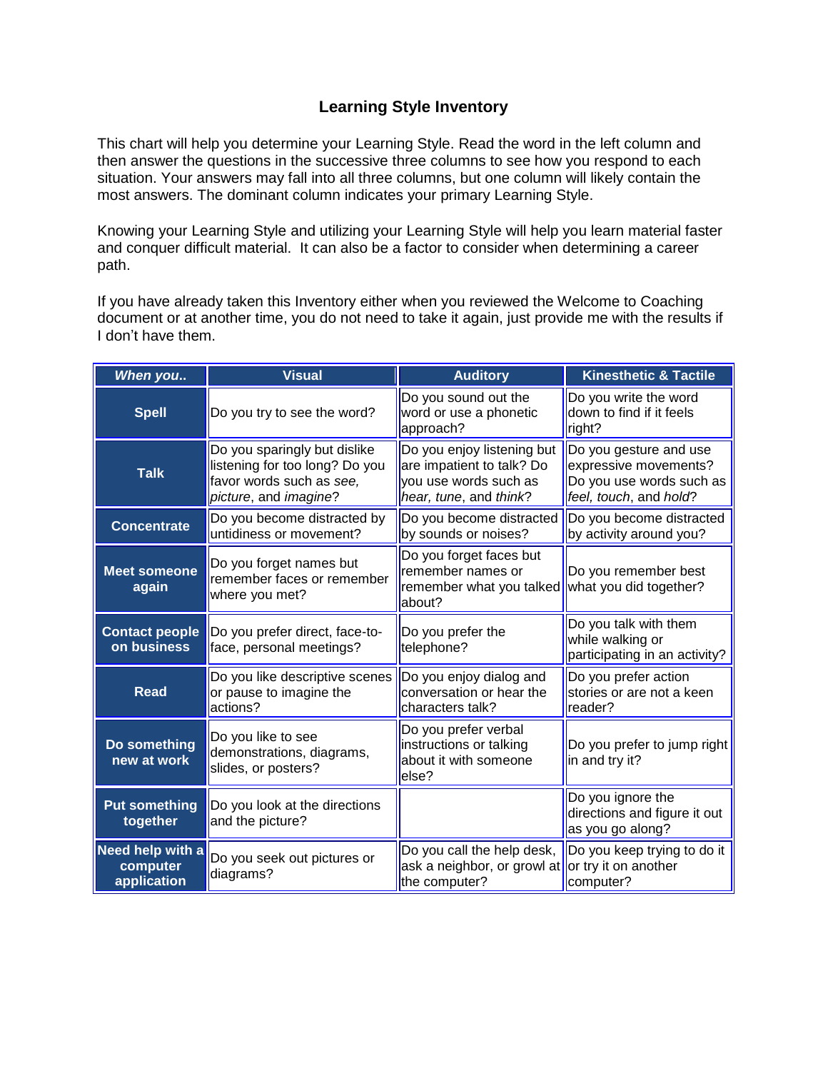# Learning Style Inventory

This chart will help you determine your Learning Style. Read the word in the left column and then answer the questions in the successive three columns to see how you respond to each situation. Your answers may fall into all three columns, but one column will likely contain the most answers. The dominant column indicates your primary Learning Style.

Knowing your Learning Style and utilizing your Learning Style will help you learn material faster and conquer difficult material. It can also be a factor to consider when determining a career path.

If you have already taken this Inventory either when you reviewed the Welcome to Coaching document or at another time, you do not need to take it again, just provide me with the results if I don't have them.

| ***When you..*** | **Visual** | **Auditory** | **Kinesthetic & Tactile** |
|---|---|---|---|
| **Spell** | Do you try to see the word? | Do you sound out the word or use a phonetic approach? | Do you write the word down to find if it feels right? |
| **Talk** | Do you sparingly but dislike listening for too long? Do you favor words such as *see*, *picture*, and *imagine*? | Do you enjoy listening but are impatient to talk? Do you use words such as *hear*, *tune*, and *think*? | Do you gesture and use expressive movements? Do you use words such as *feel*, *touch*, and *hold*? |
| **Concentrate** | Do you become distracted by untidiness or movement? | Do you become distracted by sounds or noises? | Do you become distracted by activity around you? |
| **Meet someone again** | Do you forget names but remember faces or remember where you met? | Do you forget faces but remember names or remember what you talked about? | Do you remember best what you did together? |
| **Contact people on business** | Do you prefer direct, face-to-face, personal meetings? | Do you prefer the telephone? | Do you talk with them while walking or participating in an activity? |
| **Read** | Do you like descriptive scenes or pause to imagine the actions? | Do you enjoy dialog and conversation or hear the characters talk? | Do you prefer action stories or are not a keen reader? |
| **Do something new at work** | Do you like to see demonstrations, diagrams, slides, or posters? | Do you prefer verbal instructions or talking about it with someone else? | Do you prefer to jump right in and try it? |
| **Put something together** | Do you look at the directions and the picture? | | Do you ignore the directions and figure it out as you go along? |
| **Need help with a computer application** | Do you seek out pictures or diagrams? | Do you call the help desk, ask a neighbor, or growl at the computer? | Do you keep trying to do it or try it on another computer? |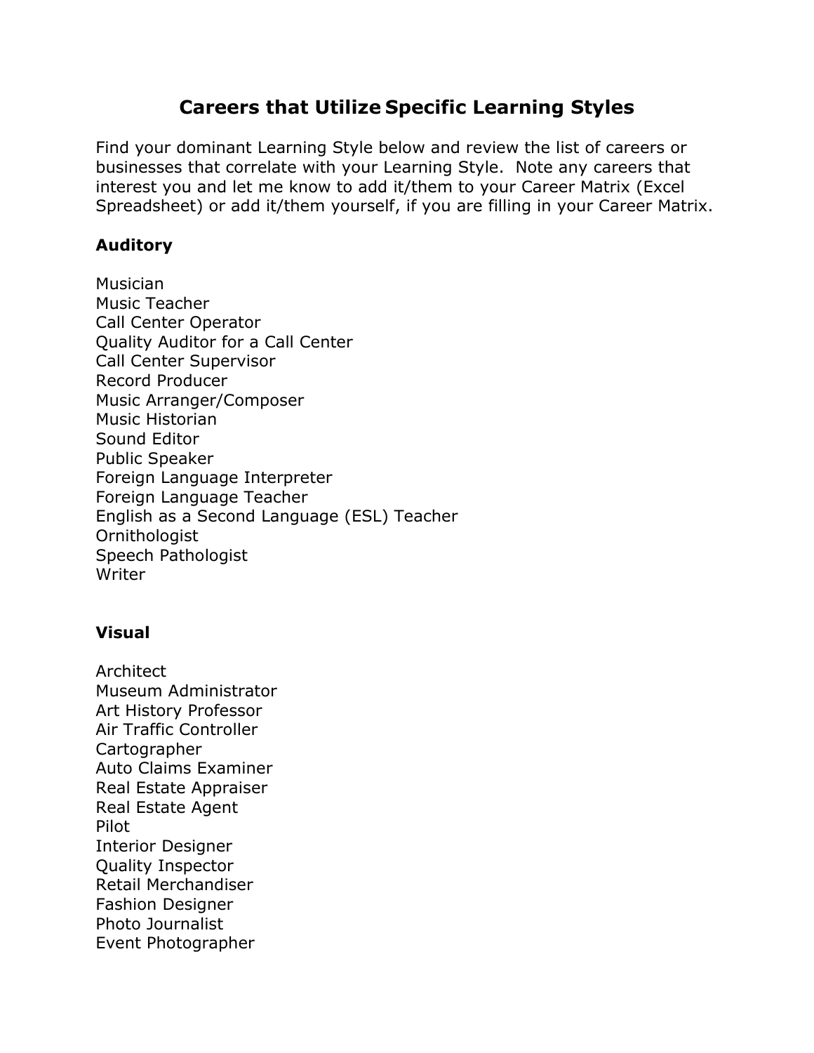# Careers that Utilize Specific Learning Styles

Find your dominant Learning Style below and review the list of careers or businesses that correlate with your Learning Style. Note any careers that interest you and let me know to add it/them to your Career Matrix (Excel Spreadsheet) or add it/them yourself, if you are filling in your Career Matrix.

**Auditory**

Musician
Music Teacher
Call Center Operator
Quality Auditor for a Call Center
Call Center Supervisor
Record Producer
Music Arranger/Composer
Music Historian
Sound Editor
Public Speaker
Foreign Language Interpreter
Foreign Language Teacher
English as a Second Language (ESL) Teacher
Ornithologist
Speech Pathologist
Writer

**Visual**

Architect
Museum Administrator
Art History Professor
Air Traffic Controller
Cartographer
Auto Claims Examiner
Real Estate Appraiser
Real Estate Agent
Pilot
Interior Designer
Quality Inspector
Retail Merchandiser
Fashion Designer
Photo Journalist
Event Photographer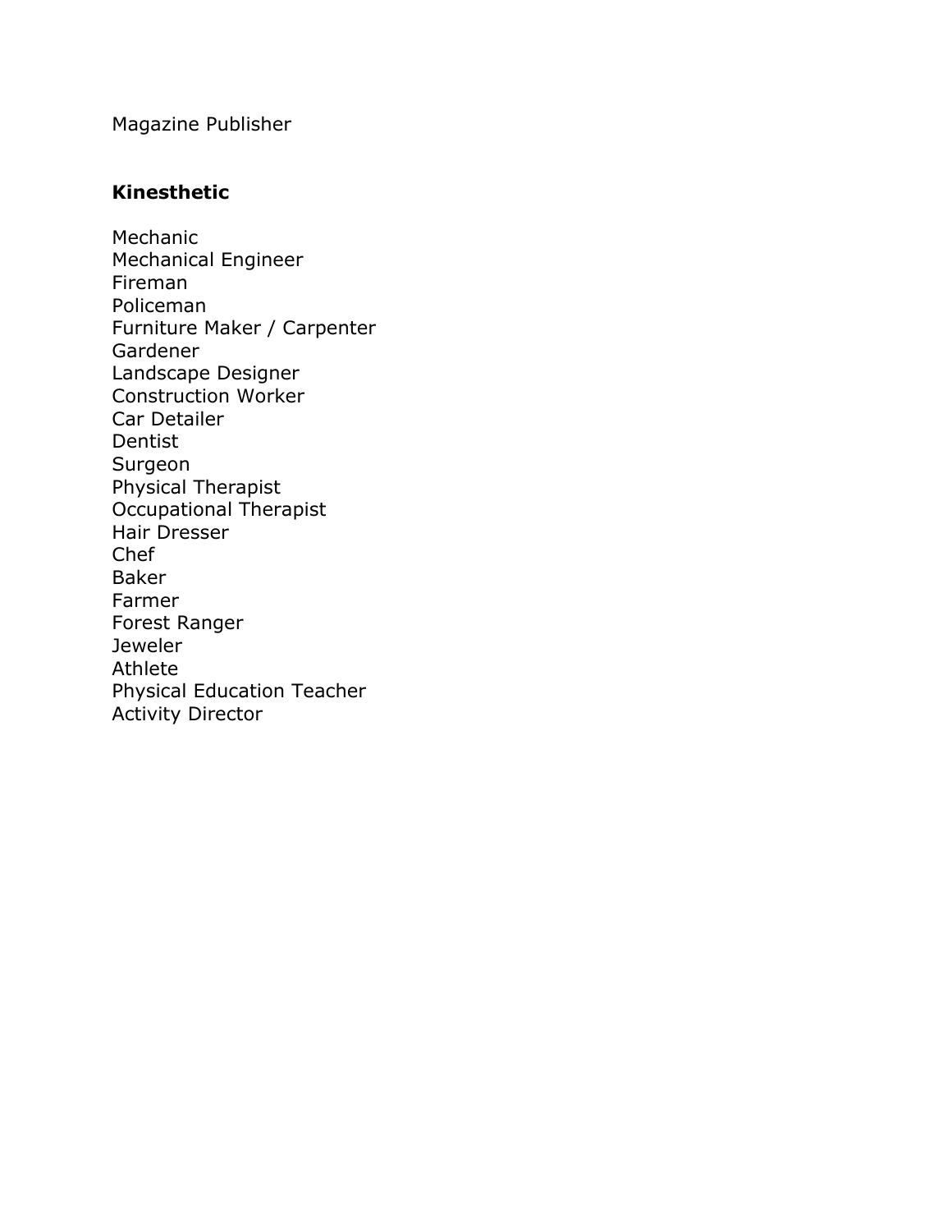Magazine Publisher

**Kinesthetic**

Mechanic
Mechanical Engineer
Fireman
Policeman
Furniture Maker / Carpenter
Gardener
Landscape Designer
Construction Worker
Car Detailer
Dentist
Surgeon
Physical Therapist
Occupational Therapist
Hair Dresser
Chef
Baker
Farmer
Forest Ranger
Jeweler
Athlete
Physical Education Teacher
Activity Director